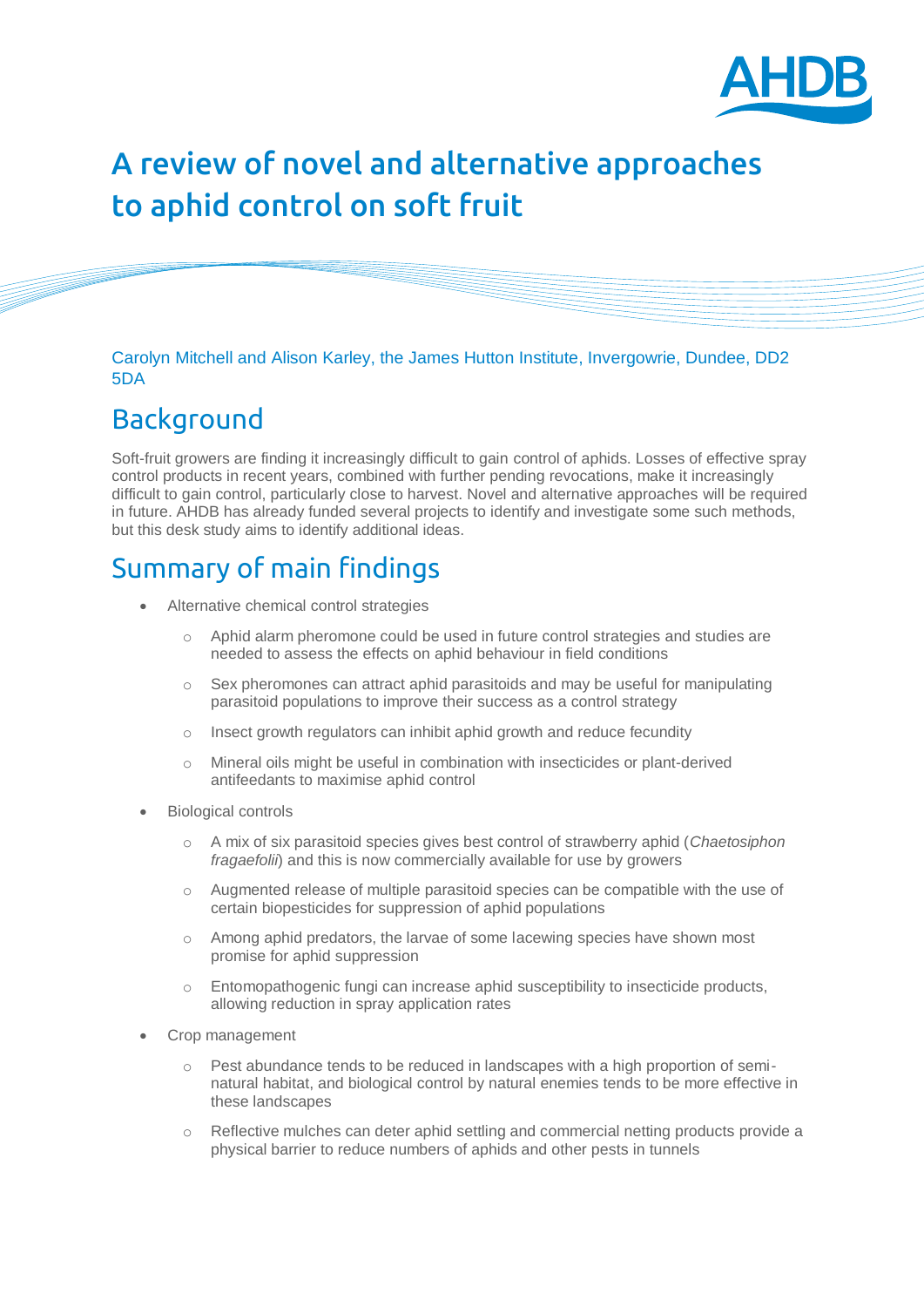# A review of novel and alternative approaches to aphid control on soft fruit

Carolyn Mitchell and Alison Karley, the James Hutton Institute, Invergowrie, Dundee, DD2 5DA

## Background

Soft-fruit growers are finding it increasingly difficult to gain control of aphids. Losses of effective spray control products in recent years, combined with further pending revocations, make it increasingly difficult to gain control, particularly close to harvest. Novel and alternative approaches will be required in future. AHDB has already funded several projects to identify and investigate some such methods, but this desk study aims to identify additional ideas.

## Summary of main findings

- Alternative chemical control strategies
    - Aphid alarm pheromone could be used in future control strategies and studies are needed to assess the effects on aphid behaviour in field conditions
    - Sex pheromones can attract aphid parasitoids and may be useful for manipulating parasitoid populations to improve their success as a control strategy
    - Insect growth regulators can inhibit aphid growth and reduce fecundity
    - Mineral oils might be useful in combination with insecticides or plant-derived antifeedants to maximise aphid control
- Biological controls
    - A mix of six parasitoid species gives best control of strawberry aphid (*Chaetosiphon fragaefolii*) and this is now commercially available for use by growers
    - Augmented release of multiple parasitoid species can be compatible with the use of certain biopesticides for suppression of aphid populations
    - Among aphid predators, the larvae of some lacewing species have shown most promise for aphid suppression
    - Entomopathogenic fungi can increase aphid susceptibility to insecticide products, allowing reduction in spray application rates
- Crop management
    - Pest abundance tends to be reduced in landscapes with a high proportion of semi-natural habitat, and biological control by natural enemies tends to be more effective in these landscapes
    - Reflective mulches can deter aphid settling and commercial netting products provide a physical barrier to reduce numbers of aphids and other pests in tunnels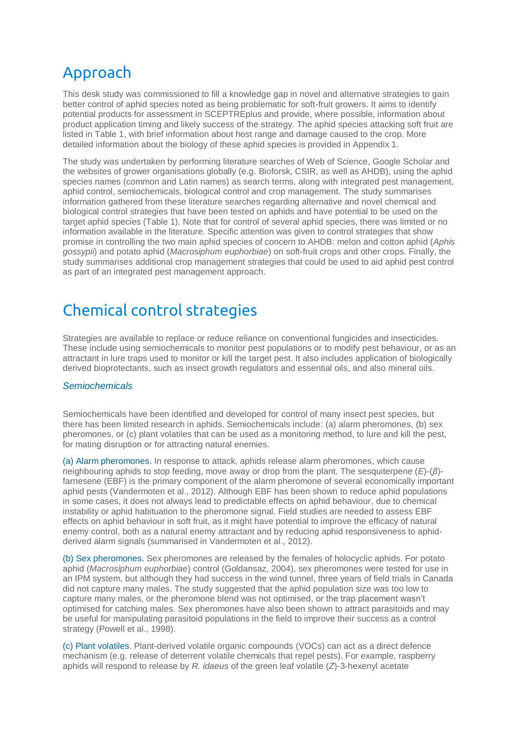# Approach

This desk study was commissioned to fill a knowledge gap in novel and alternative strategies to gain better control of aphid species noted as being problematic for soft-fruit growers. It aims to identify potential products for assessment in SCEPTREplus and provide, where possible, information about product application timing and likely success of the strategy. The aphid species attacking soft fruit are listed in Table 1, with brief information about host range and damage caused to the crop. More detailed information about the biology of these aphid species is provided in Appendix 1.

The study was undertaken by performing literature searches of Web of Science, Google Scholar and the websites of grower organisations globally (e.g. Bioforsk, CSIR, as well as AHDB), using the aphid species names (common and Latin names) as search terms, along with integrated pest management, aphid control, semiochemicals, biological control and crop management. The study summarises information gathered from these literature searches regarding alternative and novel chemical and biological control strategies that have been tested on aphids and have potential to be used on the target aphid species (Table 1). Note that for control of several aphid species, there was limited or no information available in the literature. Specific attention was given to control strategies that show promise in controlling the two main aphid species of concern to AHDB: melon and cotton aphid (*Aphis gossypii*) and potato aphid (*Macrosiphum euphorbiae*) on soft-fruit crops and other crops. Finally, the study summarises additional crop management strategies that could be used to aid aphid pest control as part of an integrated pest management approach.

# Chemical control strategies

Strategies are available to replace or reduce reliance on conventional fungicides and insecticides. These include using semiochemicals to monitor pest populations or to modify pest behaviour, or as an attractant in lure traps used to monitor or kill the target pest. It also includes application of biologically derived bioprotectants, such as insect growth regulators and essential oils, and also mineral oils.

### *Semiochemicals*

Semiochemicals have been identified and developed for control of many insect pest species, but there has been limited research in aphids. Semiochemicals include: (a) alarm pheromones, (b) sex pheromones, or (c) plant volatiles that can be used as a monitoring method, to lure and kill the pest, for mating disruption or for attracting natural enemies.

(a) Alarm pheromones. In response to attack, aphids release alarm pheromones, which cause neighbouring aphids to stop feeding, move away or drop from the plant. The sesquiterpene (*E*)-(*β*)-farnesene (EBF) is the primary component of the alarm pheromone of several economically important aphid pests (Vandermoten et al., 2012). Although EBF has been shown to reduce aphid populations in some cases, it does not always lead to predictable effects on aphid behaviour, due to chemical instability or aphid habituation to the pheromone signal. Field studies are needed to assess EBF effects on aphid behaviour in soft fruit, as it might have potential to improve the efficacy of natural enemy control, both as a natural enemy attractant and by reducing aphid responsiveness to aphid-derived alarm signals (summarised in Vandermoten et al., 2012).

(b) Sex pheromones. Sex pheromones are released by the females of holocyclic aphids. For potato aphid (*Macrosiphum euphorbiae*) control (Goldansaz, 2004), sex pheromones were tested for use in an IPM system, but although they had success in the wind tunnel, three years of field trials in Canada did not capture many males. The study suggested that the aphid population size was too low to capture many males, or the pheromone blend was not optimised, or the trap placement wasn't optimised for catching males. Sex pheromones have also been shown to attract parasitoids and may be useful for manipulating parasitoid populations in the field to improve their success as a control strategy (Powell et al., 1998).

(c) Plant volatiles. Plant-derived volatile organic compounds (VOCs) can act as a direct defence mechanism (e.g. release of deterrent volatile chemicals that repel pests). For example, raspberry aphids will respond to release by *R. idaeus* of the green leaf volatile (*Z*)-3-hexenyl acetate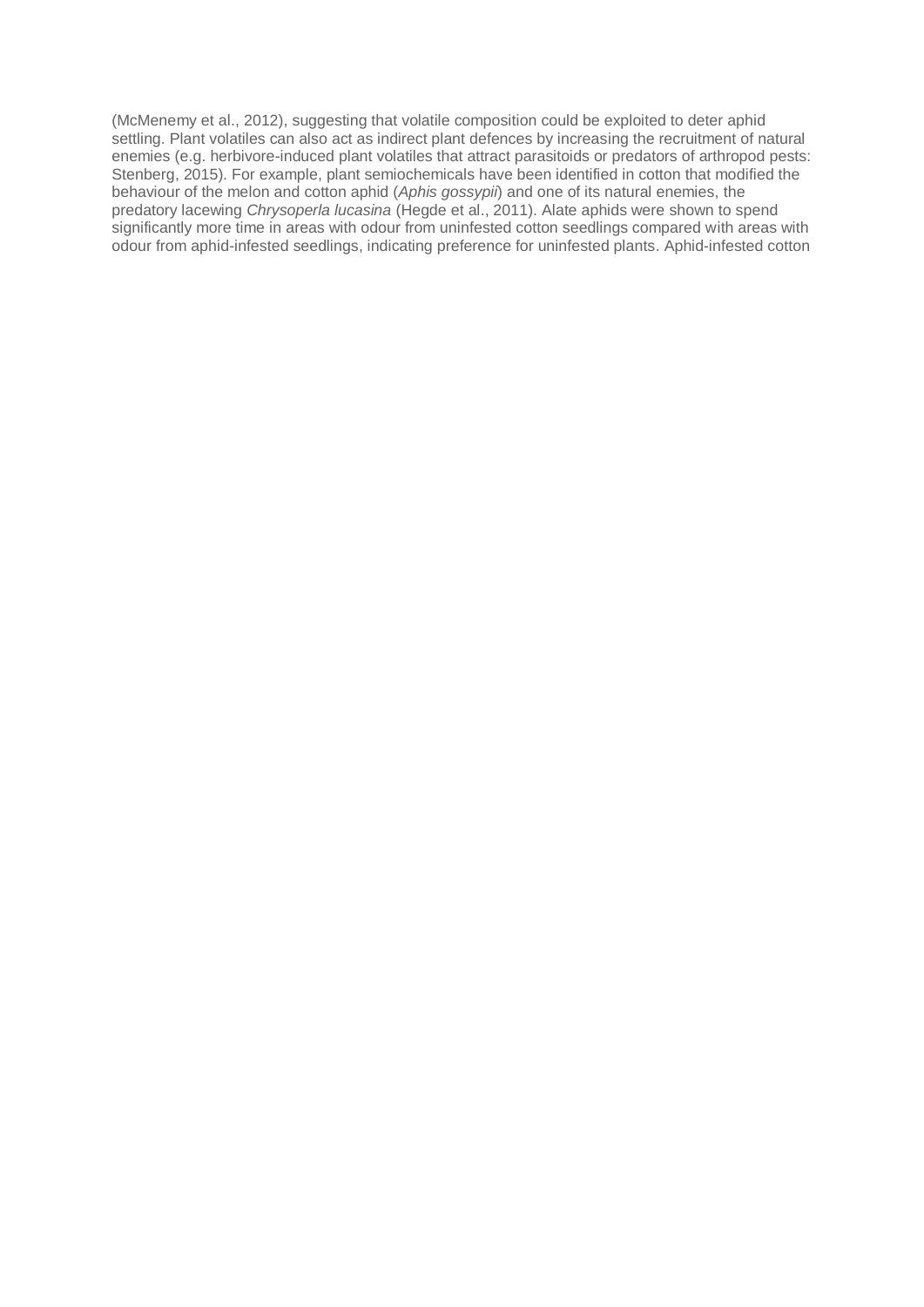(McMenemy et al., 2012), suggesting that volatile composition could be exploited to deter aphid settling. Plant volatiles can also act as indirect plant defences by increasing the recruitment of natural enemies (e.g. herbivore-induced plant volatiles that attract parasitoids or predators of arthropod pests: Stenberg, 2015). For example, plant semiochemicals have been identified in cotton that modified the behaviour of the melon and cotton aphid (*Aphis gossypii*) and one of its natural enemies, the predatory lacewing *Chrysoperla lucasina* (Hegde et al., 2011). Alate aphids were shown to spend significantly more time in areas with odour from uninfested cotton seedlings compared with areas with odour from aphid-infested seedlings, indicating preference for uninfested plants. Aphid-infested cotton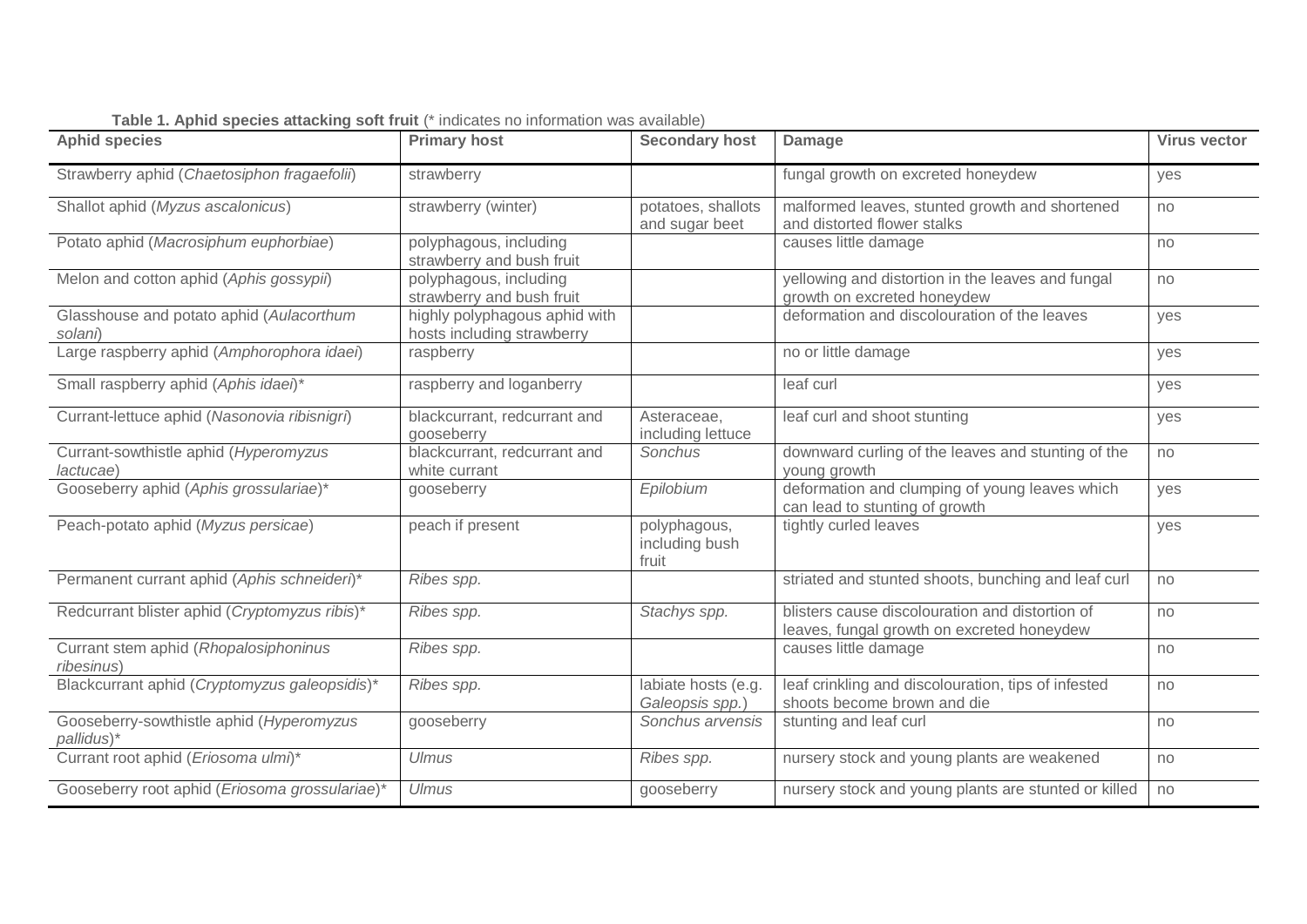**Table 1. Aphid species attacking soft fruit** (* indicates no information was available)

| Aphid species | Primary host | Secondary host | Damage | Virus vector |
|---|---|---|---|---|
| Strawberry aphid (*Chaetosiphon fragaefolii*) | strawberry | | fungal growth on excreted honeydew | yes |
| Shallot aphid (*Myzus ascalonicus*) | strawberry (winter) | potatoes, shallots and sugar beet | malformed leaves, stunted growth and shortened and distorted flower stalks | no |
| Potato aphid (*Macrosiphum euphorbiae*) | polyphagous, including strawberry and bush fruit | | causes little damage | no |
| Melon and cotton aphid (*Aphis gossypii*) | polyphagous, including strawberry and bush fruit | | yellowing and distortion in the leaves and fungal growth on excreted honeydew | no |
| Glasshouse and potato aphid (*Aulacorthum solani*) | highly polyphagous aphid with hosts including strawberry | | deformation and discolouration of the leaves | yes |
| Large raspberry aphid (*Amphorophora idaei*) | raspberry | | no or little damage | yes |
| Small raspberry aphid (*Aphis idaei*)* | raspberry and loganberry | | leaf curl | yes |
| Currant-lettuce aphid (*Nasonovia ribisnigri*) | blackcurrant, redcurrant and gooseberry | Asteraceae, including lettuce | leaf curl and shoot stunting | yes |
| Currant-sowthistle aphid (*Hyperomyzus lactucae*) | blackcurrant, redcurrant and white currant | *Sonchus* | downward curling of the leaves and stunting of the young growth | no |
| Gooseberry aphid (*Aphis grossulariae*)* | gooseberry | *Epilobium* | deformation and clumping of young leaves which can lead to stunting of growth | yes |
| Peach-potato aphid (*Myzus persicae*) | peach if present | polyphagous, including bush fruit | tightly curled leaves | yes |
| Permanent currant aphid (*Aphis schneideri*)* | *Ribes spp.* | | striated and stunted shoots, bunching and leaf curl | no |
| Redcurrant blister aphid (*Cryptomyzus ribis*)* | *Ribes spp.* | *Stachys spp.* | blisters cause discolouration and distortion of leaves, fungal growth on excreted honeydew | no |
| Currant stem aphid (*Rhopalosiphoninus ribesinus*) | *Ribes spp.* | | causes little damage | no |
| Blackcurrant aphid (*Cryptomyzus galeopsidis*)* | *Ribes spp.* | labiate hosts (e.g. *Galeopsis spp.*) | leaf crinkling and discolouration, tips of infested shoots become brown and die | no |
| Gooseberry-sowthistle aphid (*Hyperomyzus pallidus*)* | gooseberry | *Sonchus arvensis* | stunting and leaf curl | no |
| Currant root aphid (*Eriosoma ulmi*)* | *Ulmus* | *Ribes spp.* | nursery stock and young plants are weakened | no |
| Gooseberry root aphid (*Eriosoma grossulariae*)* | *Ulmus* | gooseberry | nursery stock and young plants are stunted or killed | no |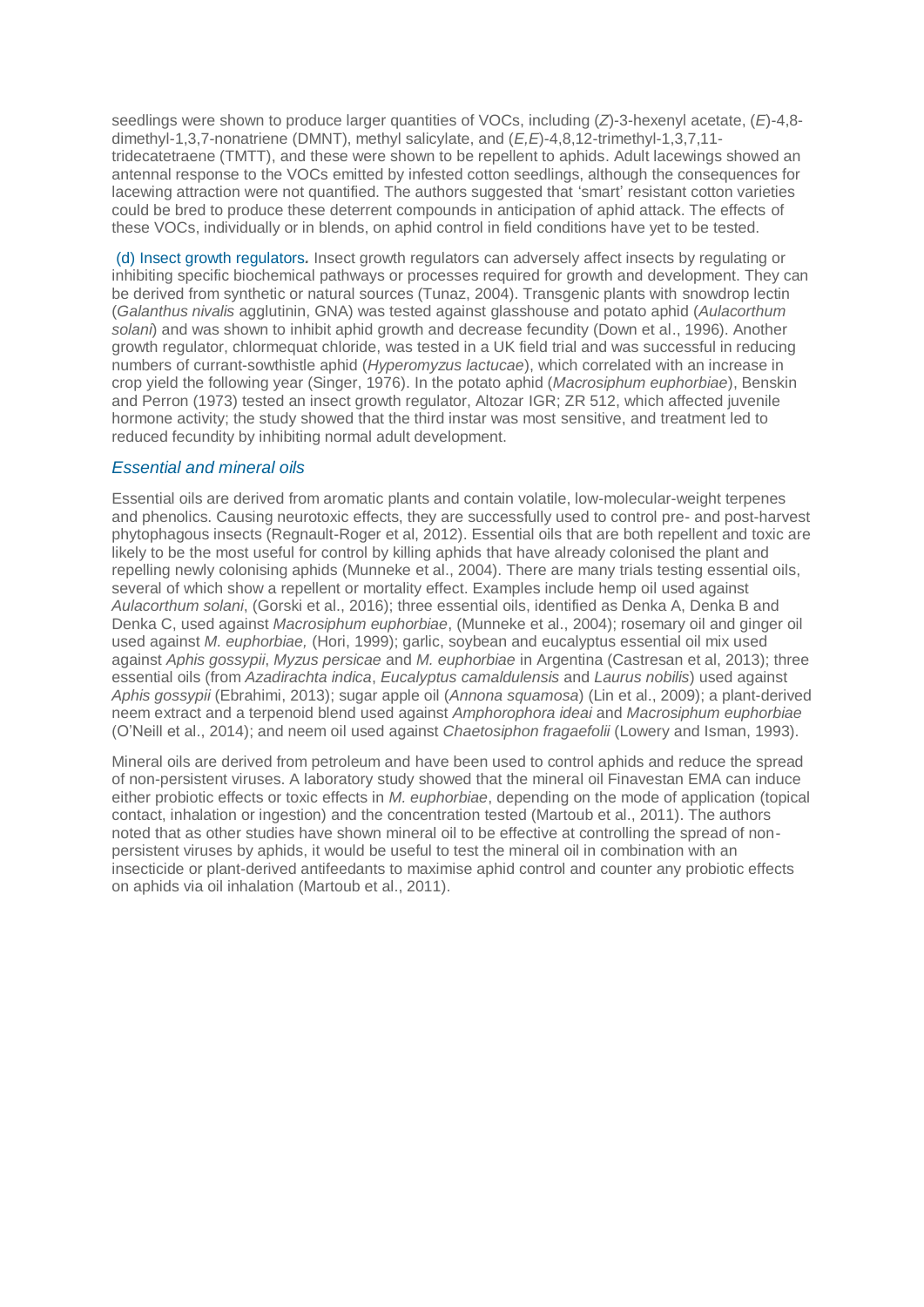seedlings were shown to produce larger quantities of VOCs, including (*Z*)-3-hexenyl acetate, (*E*)-4,8-dimethyl-1,3,7-nonatriene (DMNT), methyl salicylate, and (*E,E*)-4,8,12-trimethyl-1,3,7,11-tridecatetraene (TMTT), and these were shown to be repellent to aphids. Adult lacewings showed an antennal response to the VOCs emitted by infested cotton seedlings, although the consequences for lacewing attraction were not quantified. The authors suggested that 'smart' resistant cotton varieties could be bred to produce these deterrent compounds in anticipation of aphid attack. The effects of these VOCs, individually or in blends, on aphid control in field conditions have yet to be tested.

(d) Insect growth regulators*.* Insect growth regulators can adversely affect insects by regulating or inhibiting specific biochemical pathways or processes required for growth and development. They can be derived from synthetic or natural sources (Tunaz, 2004). Transgenic plants with snowdrop lectin (*Galanthus nivalis* agglutinin, GNA) was tested against glasshouse and potato aphid (*Aulacorthum solani*) and was shown to inhibit aphid growth and decrease fecundity (Down et al., 1996). Another growth regulator, chlormequat chloride, was tested in a UK field trial and was successful in reducing numbers of currant-sowthistle aphid (*Hyperomyzus lactucae*), which correlated with an increase in crop yield the following year (Singer, 1976). In the potato aphid (*Macrosiphum euphorbiae*), Benskin and Perron (1973) tested an insect growth regulator, Altozar IGR; ZR 512, which affected juvenile hormone activity; the study showed that the third instar was most sensitive, and treatment led to reduced fecundity by inhibiting normal adult development.

### *Essential and mineral oils*

Essential oils are derived from aromatic plants and contain volatile, low-molecular-weight terpenes and phenolics. Causing neurotoxic effects, they are successfully used to control pre- and post-harvest phytophagous insects (Regnault-Roger et al, 2012). Essential oils that are both repellent and toxic are likely to be the most useful for control by killing aphids that have already colonised the plant and repelling newly colonising aphids (Munneke et al., 2004). There are many trials testing essential oils, several of which show a repellent or mortality effect. Examples include hemp oil used against *Aulacorthum solani*, (Gorski et al., 2016); three essential oils, identified as Denka A, Denka B and Denka C, used against *Macrosiphum euphorbiae*, (Munneke et al., 2004); rosemary oil and ginger oil used against *M. euphorbiae,* (Hori, 1999); garlic, soybean and eucalyptus essential oil mix used against *Aphis gossypii*, *Myzus persicae* and *M. euphorbiae* in Argentina (Castresan et al, 2013); three essential oils (from *Azadirachta indica*, *Eucalyptus camaldulensis* and *Laurus nobilis*) used against *Aphis gossypii* (Ebrahimi, 2013); sugar apple oil (*Annona squamosa*) (Lin et al., 2009); a plant-derived neem extract and a terpenoid blend used against *Amphorophora ideai* and *Macrosiphum euphorbiae* (O'Neill et al., 2014); and neem oil used against *Chaetosiphon fragaefolii* (Lowery and Isman, 1993).

Mineral oils are derived from petroleum and have been used to control aphids and reduce the spread of non-persistent viruses. A laboratory study showed that the mineral oil Finavestan EMA can induce either probiotic effects or toxic effects in *M. euphorbiae*, depending on the mode of application (topical contact, inhalation or ingestion) and the concentration tested (Martoub et al., 2011). The authors noted that as other studies have shown mineral oil to be effective at controlling the spread of non-persistent viruses by aphids, it would be useful to test the mineral oil in combination with an insecticide or plant-derived antifeedants to maximise aphid control and counter any probiotic effects on aphids via oil inhalation (Martoub et al., 2011).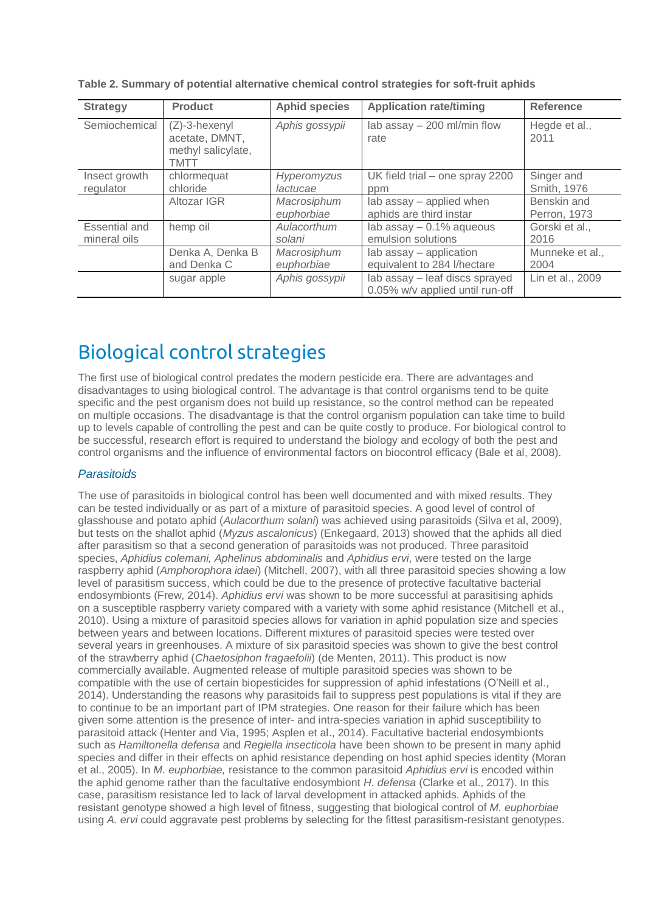**Table 2. Summary of potential alternative chemical control strategies for soft-fruit aphids**

| Strategy | Product | Aphid species | Application rate/timing | Reference |
|---|---|---|---|---|
| Semiochemical | (Z)-3-hexenyl acetate, DMNT, methyl salicylate, TMTT | *Aphis gossypii* | lab assay – 200 ml/min flow rate | Hegde et al., 2011 |
| Insect growth regulator | chlormequat chloride | *Hyperomyzus lactucae* | UK field trial – one spray 2200 ppm | Singer and Smith, 1976 |
| | Altozar IGR | *Macrosiphum euphorbiae* | lab assay – applied when aphids are third instar | Benskin and Perron, 1973 |
| Essential and mineral oils | hemp oil | *Aulacorthum solani* | lab assay – 0.1% aqueous emulsion solutions | Gorski et al., 2016 |
| | Denka A, Denka B and Denka C | *Macrosiphum euphorbiae* | lab assay – application equivalent to 284 l/hectare | Munneke et al., 2004 |
| | sugar apple | *Aphis gossypii* | lab assay – leaf discs sprayed 0.05% w/v applied until run-off | Lin et al., 2009 |

# Biological control strategies

The first use of biological control predates the modern pesticide era. There are advantages and disadvantages to using biological control. The advantage is that control organisms tend to be quite specific and the pest organism does not build up resistance, so the control method can be repeated on multiple occasions. The disadvantage is that the control organism population can take time to build up to levels capable of controlling the pest and can be quite costly to produce. For biological control to be successful, research effort is required to understand the biology and ecology of both the pest and control organisms and the influence of environmental factors on biocontrol efficacy (Bale et al, 2008).

### *Parasitoids*

The use of parasitoids in biological control has been well documented and with mixed results. They can be tested individually or as part of a mixture of parasitoid species. A good level of control of glasshouse and potato aphid (*Aulacorthum solani*) was achieved using parasitoids (Silva et al, 2009), but tests on the shallot aphid (*Myzus ascalonicus*) (Enkegaard, 2013) showed that the aphids all died after parasitism so that a second generation of parasitoids was not produced. Three parasitoid species, *Aphidius colemani, Aphelinus abdominalis* and *Aphidius ervi*, were tested on the large raspberry aphid (*Amphorophora idaei*) (Mitchell, 2007), with all three parasitoid species showing a low level of parasitism success, which could be due to the presence of protective facultative bacterial endosymbionts (Frew, 2014). *Aphidius ervi* was shown to be more successful at parasitising aphids on a susceptible raspberry variety compared with a variety with some aphid resistance (Mitchell et al., 2010). Using a mixture of parasitoid species allows for variation in aphid population size and species between years and between locations. Different mixtures of parasitoid species were tested over several years in greenhouses. A mixture of six parasitoid species was shown to give the best control of the strawberry aphid (*Chaetosiphon fragaefolii*) (de Menten, 2011). This product is now commercially available. Augmented release of multiple parasitoid species was shown to be compatible with the use of certain biopesticides for suppression of aphid infestations (O'Neill et al., 2014). Understanding the reasons why parasitoids fail to suppress pest populations is vital if they are to continue to be an important part of IPM strategies. One reason for their failure which has been given some attention is the presence of inter- and intra-species variation in aphid susceptibility to parasitoid attack (Henter and Via, 1995; Asplen et al., 2014). Facultative bacterial endosymbionts such as *Hamiltonella defensa* and *Regiella insecticola* have been shown to be present in many aphid species and differ in their effects on aphid resistance depending on host aphid species identity (Moran et al., 2005). In *M. euphorbiae,* resistance to the common parasitoid *Aphidius ervi* is encoded within the aphid genome rather than the facultative endosymbiont *H. defensa* (Clarke et al., 2017). In this case, parasitism resistance led to lack of larval development in attacked aphids. Aphids of the resistant genotype showed a high level of fitness, suggesting that biological control of *M. euphorbiae* using *A. ervi* could aggravate pest problems by selecting for the fittest parasitism-resistant genotypes.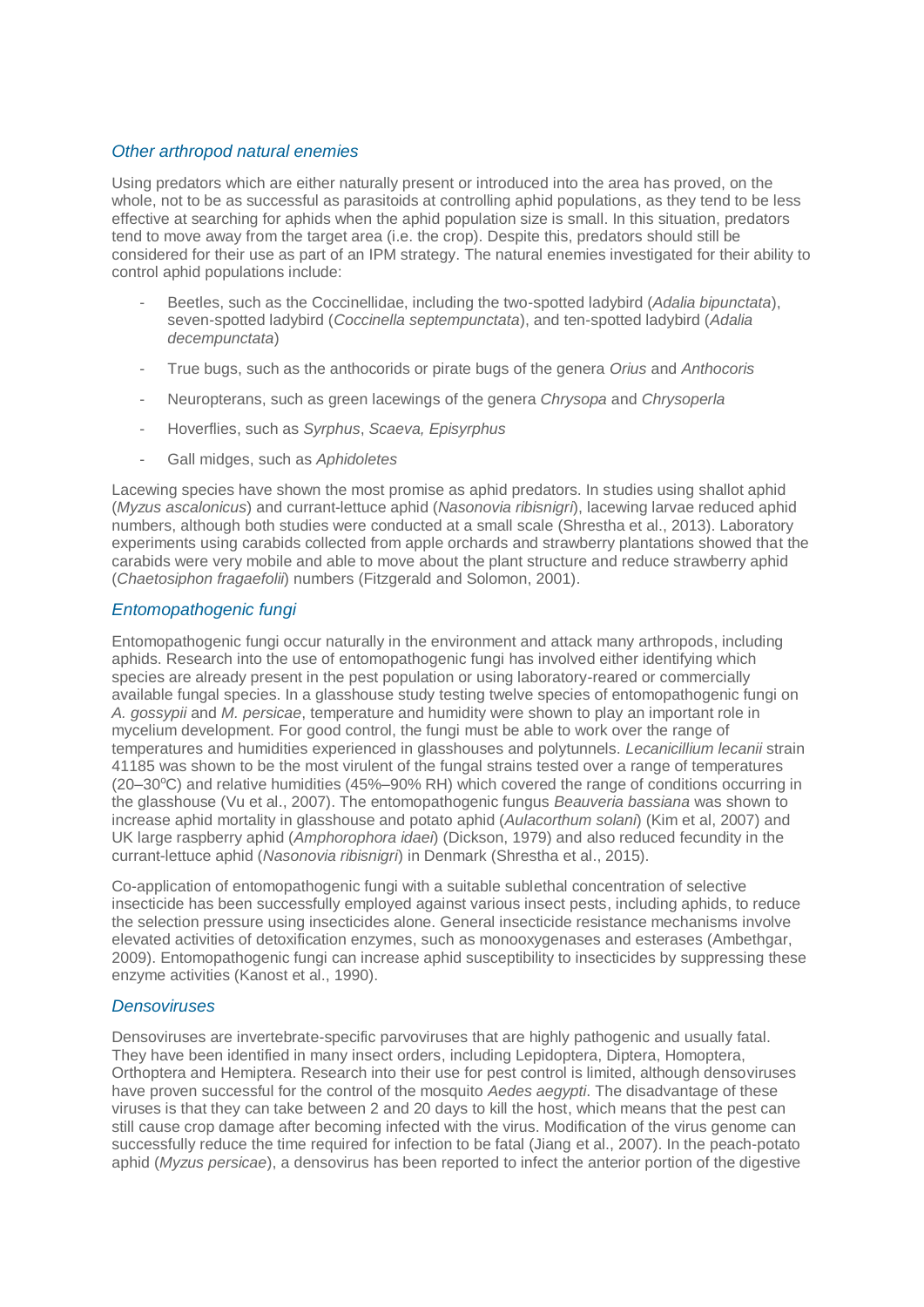### *Other arthropod natural enemies*

Using predators which are either naturally present or introduced into the area has proved, on the whole, not to be as successful as parasitoids at controlling aphid populations, as they tend to be less effective at searching for aphids when the aphid population size is small. In this situation, predators tend to move away from the target area (i.e. the crop). Despite this, predators should still be considered for their use as part of an IPM strategy. The natural enemies investigated for their ability to control aphid populations include:

- Beetles, such as the Coccinellidae, including the two-spotted ladybird (*Adalia bipunctata*), seven-spotted ladybird (*Coccinella septempunctata*), and ten-spotted ladybird (*Adalia decempunctata*)
- True bugs, such as the anthocorids or pirate bugs of the genera *Orius* and *Anthocoris*
- Neuropterans, such as green lacewings of the genera *Chrysopa* and *Chrysoperla*
- Hoverflies, such as *Syrphus*, *Scaeva, Episyrphus*
- Gall midges, such as *Aphidoletes*

Lacewing species have shown the most promise as aphid predators. In studies using shallot aphid (*Myzus ascalonicus*) and currant-lettuce aphid (*Nasonovia ribisnigri*), lacewing larvae reduced aphid numbers, although both studies were conducted at a small scale (Shrestha et al., 2013). Laboratory experiments using carabids collected from apple orchards and strawberry plantations showed that the carabids were very mobile and able to move about the plant structure and reduce strawberry aphid (*Chaetosiphon fragaefolii*) numbers (Fitzgerald and Solomon, 2001).

### *Entomopathogenic fungi*

Entomopathogenic fungi occur naturally in the environment and attack many arthropods, including aphids. Research into the use of entomopathogenic fungi has involved either identifying which species are already present in the pest population or using laboratory-reared or commercially available fungal species. In a glasshouse study testing twelve species of entomopathogenic fungi on *A. gossypii* and *M. persicae*, temperature and humidity were shown to play an important role in mycelium development. For good control, the fungi must be able to work over the range of temperatures and humidities experienced in glasshouses and polytunnels. *Lecanicillium lecanii* strain 41185 was shown to be the most virulent of the fungal strains tested over a range of temperatures (20–30°C) and relative humidities (45%–90% RH) which covered the range of conditions occurring in the glasshouse (Vu et al., 2007). The entomopathogenic fungus *Beauveria bassiana* was shown to increase aphid mortality in glasshouse and potato aphid (*Aulacorthum solani*) (Kim et al, 2007) and UK large raspberry aphid (*Amphorophora idaei*) (Dickson, 1979) and also reduced fecundity in the currant-lettuce aphid (*Nasonovia ribisnigri*) in Denmark (Shrestha et al., 2015).

Co-application of entomopathogenic fungi with a suitable sublethal concentration of selective insecticide has been successfully employed against various insect pests, including aphids, to reduce the selection pressure using insecticides alone. General insecticide resistance mechanisms involve elevated activities of detoxification enzymes, such as monooxygenases and esterases (Ambethgar, 2009). Entomopathogenic fungi can increase aphid susceptibility to insecticides by suppressing these enzyme activities (Kanost et al., 1990).

### *Densoviruses*

Densoviruses are invertebrate-specific parvoviruses that are highly pathogenic and usually fatal. They have been identified in many insect orders, including Lepidoptera, Diptera, Homoptera, Orthoptera and Hemiptera. Research into their use for pest control is limited, although densoviruses have proven successful for the control of the mosquito *Aedes aegypti*. The disadvantage of these viruses is that they can take between 2 and 20 days to kill the host, which means that the pest can still cause crop damage after becoming infected with the virus. Modification of the virus genome can successfully reduce the time required for infection to be fatal (Jiang et al., 2007). In the peach-potato aphid (*Myzus persicae*), a densovirus has been reported to infect the anterior portion of the digestive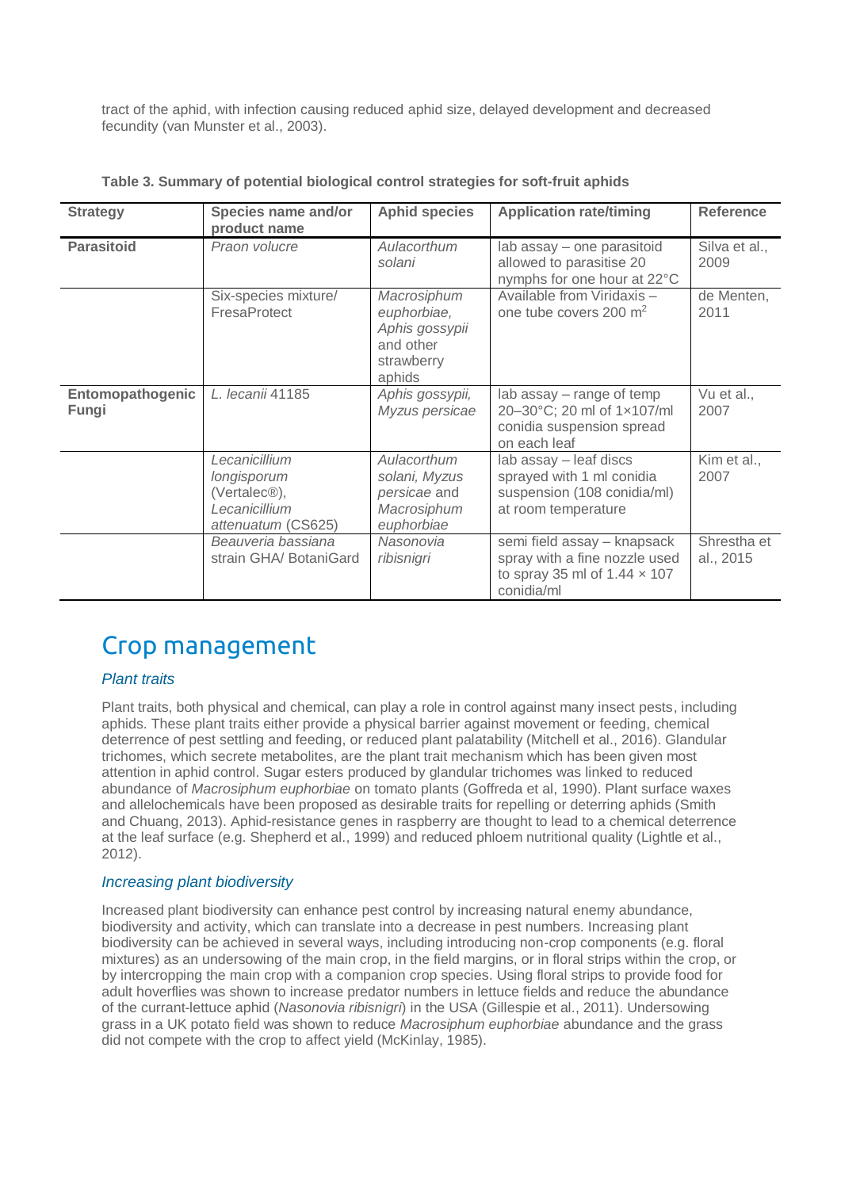tract of the aphid, with infection causing reduced aphid size, delayed development and decreased fecundity (van Munster et al., 2003).

**Table 3. Summary of potential biological control strategies for soft-fruit aphids**

| Strategy | Species name and/or product name | Aphid species | Application rate/timing | Reference |
|---|---|---|---|---|
| **Parasitoid** | *Praon volucre* | *Aulacorthum solani* | lab assay – one parasitoid allowed to parasitise 20 nymphs for one hour at 22°C | Silva et al., 2009 |
| | Six-species mixture/ FresaProtect | *Macrosiphum euphorbiae, Aphis gossypii* and other strawberry aphids | Available from Viridaxis – one tube covers 200 $m^2$ | de Menten, 2011 |
| **Entomopathogenic Fungi** | *L. lecanii* 41185 | *Aphis gossypii, Myzus persicae* | lab assay – range of temp 20–30°C; 20 ml of 1×107/ml conidia suspension spread on each leaf | Vu et al., 2007 |
| | *Lecanicillium longisporum* (Vertalec®), *Lecanicillium attenuatum* (CS625) | *Aulacorthum solani, Myzus persicae* and *Macrosiphum euphorbiae* | lab assay – leaf discs sprayed with 1 ml conidia suspension (108 conidia/ml) at room temperature | Kim et al., 2007 |
| | *Beauveria bassiana* strain GHA/ BotaniGard | *Nasonovia ribisnigri* | semi field assay – knapsack spray with a fine nozzle used to spray 35 ml of 1.44 × 107 conidia/ml | Shrestha et al., 2015 |

# Crop management

### *Plant traits*

Plant traits, both physical and chemical, can play a role in control against many insect pests, including aphids. These plant traits either provide a physical barrier against movement or feeding, chemical deterrence of pest settling and feeding, or reduced plant palatability (Mitchell et al., 2016). Glandular trichomes, which secrete metabolites, are the plant trait mechanism which has been given most attention in aphid control. Sugar esters produced by glandular trichomes was linked to reduced abundance of *Macrosiphum euphorbiae* on tomato plants (Goffreda et al, 1990). Plant surface waxes and allelochemicals have been proposed as desirable traits for repelling or deterring aphids (Smith and Chuang, 2013). Aphid-resistance genes in raspberry are thought to lead to a chemical deterrence at the leaf surface (e.g. Shepherd et al., 1999) and reduced phloem nutritional quality (Lightle et al., 2012).

### *Increasing plant biodiversity*

Increased plant biodiversity can enhance pest control by increasing natural enemy abundance, biodiversity and activity, which can translate into a decrease in pest numbers. Increasing plant biodiversity can be achieved in several ways, including introducing non-crop components (e.g. floral mixtures) as an undersowing of the main crop, in the field margins, or in floral strips within the crop, or by intercropping the main crop with a companion crop species. Using floral strips to provide food for adult hoverflies was shown to increase predator numbers in lettuce fields and reduce the abundance of the currant-lettuce aphid (*Nasonovia ribisnigri*) in the USA (Gillespie et al., 2011). Undersowing grass in a UK potato field was shown to reduce *Macrosiphum euphorbiae* abundance and the grass did not compete with the crop to affect yield (McKinlay, 1985).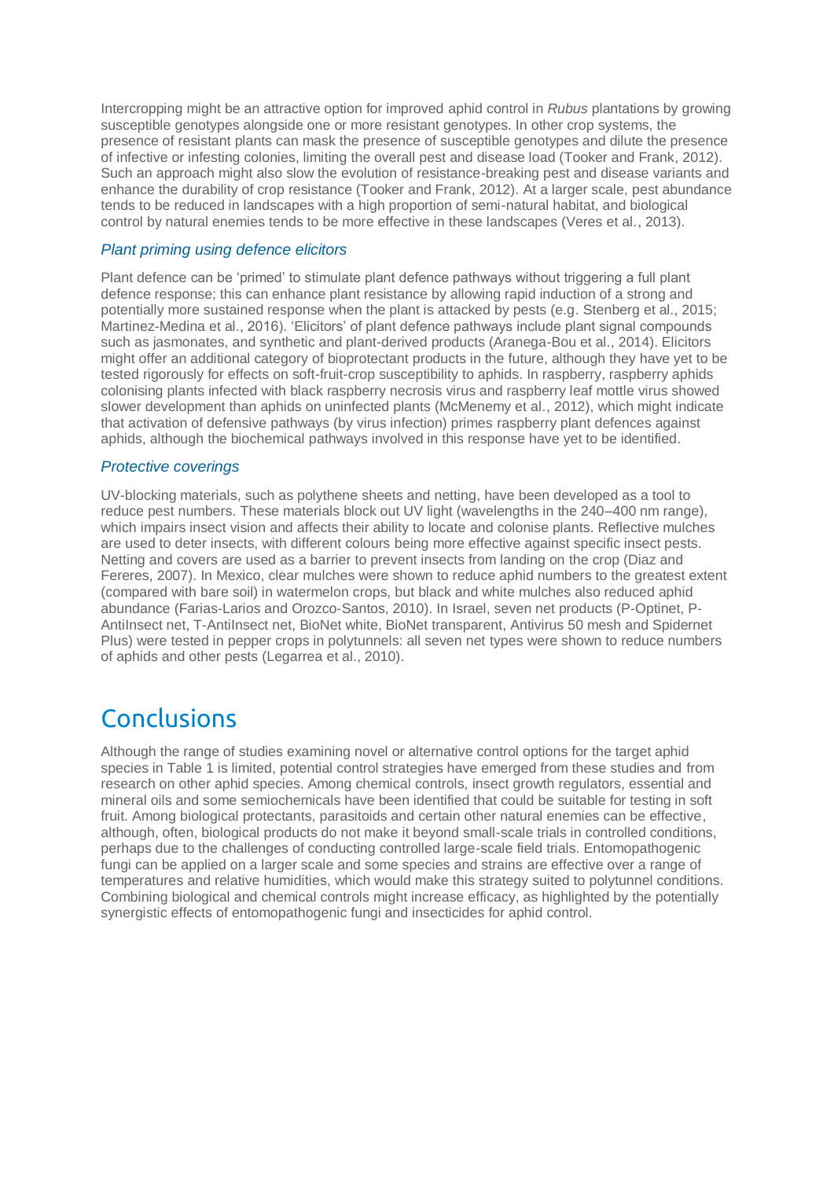Intercropping might be an attractive option for improved aphid control in *Rubus* plantations by growing susceptible genotypes alongside one or more resistant genotypes. In other crop systems, the presence of resistant plants can mask the presence of susceptible genotypes and dilute the presence of infective or infesting colonies, limiting the overall pest and disease load (Tooker and Frank, 2012). Such an approach might also slow the evolution of resistance-breaking pest and disease variants and enhance the durability of crop resistance (Tooker and Frank, 2012). At a larger scale, pest abundance tends to be reduced in landscapes with a high proportion of semi-natural habitat, and biological control by natural enemies tends to be more effective in these landscapes (Veres et al., 2013).

### *Plant priming using defence elicitors*

Plant defence can be 'primed' to stimulate plant defence pathways without triggering a full plant defence response; this can enhance plant resistance by allowing rapid induction of a strong and potentially more sustained response when the plant is attacked by pests (e.g. Stenberg et al., 2015; Martinez-Medina et al., 2016). 'Elicitors' of plant defence pathways include plant signal compounds such as jasmonates, and synthetic and plant-derived products (Aranega-Bou et al., 2014). Elicitors might offer an additional category of bioprotectant products in the future, although they have yet to be tested rigorously for effects on soft-fruit-crop susceptibility to aphids. In raspberry, raspberry aphids colonising plants infected with black raspberry necrosis virus and raspberry leaf mottle virus showed slower development than aphids on uninfected plants (McMenemy et al., 2012), which might indicate that activation of defensive pathways (by virus infection) primes raspberry plant defences against aphids, although the biochemical pathways involved in this response have yet to be identified.

### *Protective coverings*

UV-blocking materials, such as polythene sheets and netting, have been developed as a tool to reduce pest numbers. These materials block out UV light (wavelengths in the 240–400 nm range), which impairs insect vision and affects their ability to locate and colonise plants. Reflective mulches are used to deter insects, with different colours being more effective against specific insect pests. Netting and covers are used as a barrier to prevent insects from landing on the crop (Diaz and Fereres, 2007). In Mexico, clear mulches were shown to reduce aphid numbers to the greatest extent (compared with bare soil) in watermelon crops, but black and white mulches also reduced aphid abundance (Farias-Larios and Orozco-Santos, 2010). In Israel, seven net products (P-Optinet, P-AntiInsect net, T-AntiInsect net, BioNet white, BioNet transparent, Antivirus 50 mesh and Spidernet Plus) were tested in pepper crops in polytunnels: all seven net types were shown to reduce numbers of aphids and other pests (Legarrea et al., 2010).

## Conclusions

Although the range of studies examining novel or alternative control options for the target aphid species in Table 1 is limited, potential control strategies have emerged from these studies and from research on other aphid species. Among chemical controls, insect growth regulators, essential and mineral oils and some semiochemicals have been identified that could be suitable for testing in soft fruit. Among biological protectants, parasitoids and certain other natural enemies can be effective, although, often, biological products do not make it beyond small-scale trials in controlled conditions, perhaps due to the challenges of conducting controlled large-scale field trials. Entomopathogenic fungi can be applied on a larger scale and some species and strains are effective over a range of temperatures and relative humidities, which would make this strategy suited to polytunnel conditions. Combining biological and chemical controls might increase efficacy, as highlighted by the potentially synergistic effects of entomopathogenic fungi and insecticides for aphid control.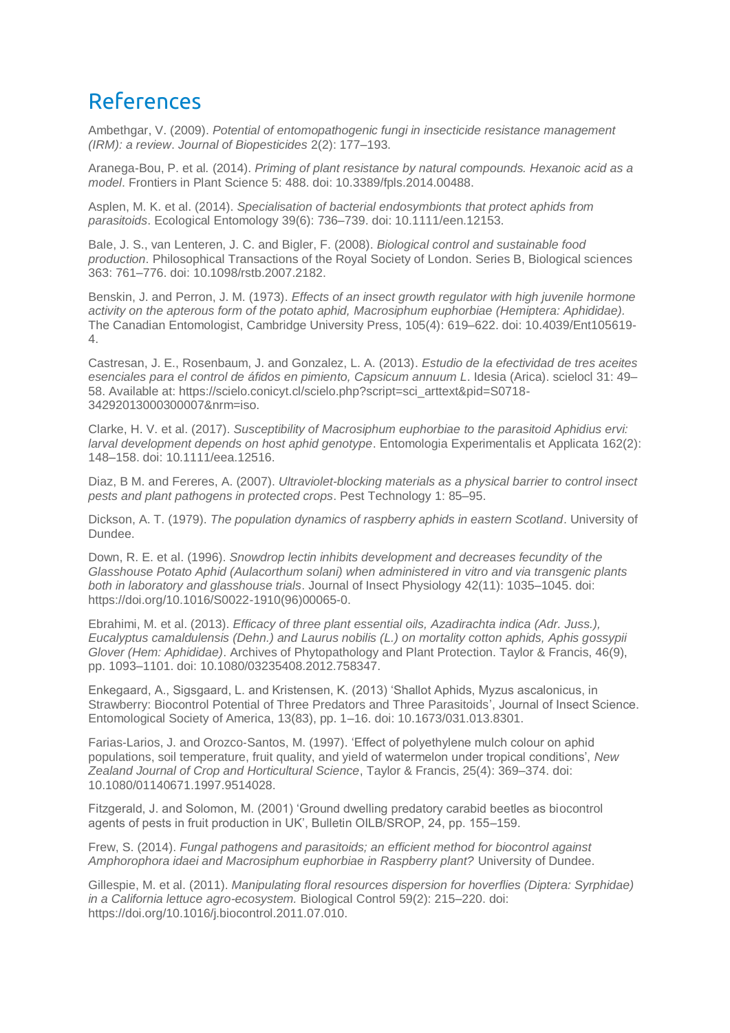# References

Ambethgar, V. (2009). *Potential of entomopathogenic fungi in insecticide resistance management (IRM): a review*. *Journal of Biopesticides* 2(2): 177–193.

Aranega-Bou, P. et al. (2014). *Priming of plant resistance by natural compounds. Hexanoic acid as a model*. Frontiers in Plant Science 5: 488. doi: 10.3389/fpls.2014.00488.

Asplen, M. K. et al. (2014). *Specialisation of bacterial endosymbionts that protect aphids from parasitoids*. Ecological Entomology 39(6): 736–739. doi: 10.1111/een.12153.

Bale, J. S., van Lenteren, J. C. and Bigler, F. (2008). *Biological control and sustainable food production*. Philosophical Transactions of the Royal Society of London. Series B, Biological sciences 363: 761–776. doi: 10.1098/rstb.2007.2182.

Benskin, J. and Perron, J. M. (1973). *Effects of an insect growth regulator with high juvenile hormone activity on the apterous form of the potato aphid, Macrosiphum euphorbiae (Hemiptera: Aphididae).* The Canadian Entomologist, Cambridge University Press, 105(4): 619–622. doi: 10.4039/Ent105619-4.

Castresan, J. E., Rosenbaum, J. and Gonzalez, L. A. (2013). *Estudio de la efectividad de tres aceites esenciales para el control de áfidos en pimiento, Capsicum annuum L*. Idesia (Arica). scielocl 31: 49–58. Available at: https://scielo.conicyt.cl/scielo.php?script=sci_arttext&pid=S0718-34292013000300007&nrm=iso.

Clarke, H. V. et al. (2017). *Susceptibility of Macrosiphum euphorbiae to the parasitoid Aphidius ervi: larval development depends on host aphid genotype*. Entomologia Experimentalis et Applicata 162(2): 148–158. doi: 10.1111/eea.12516.

Diaz, B M. and Fereres, A. (2007). *Ultraviolet-blocking materials as a physical barrier to control insect pests and plant pathogens in protected crops*. Pest Technology 1: 85–95.

Dickson, A. T. (1979). *The population dynamics of raspberry aphids in eastern Scotland*. University of Dundee.

Down, R. E. et al. (1996). *Snowdrop lectin inhibits development and decreases fecundity of the Glasshouse Potato Aphid (Aulacorthum solani) when administered in vitro and via transgenic plants both in laboratory and glasshouse trials*. Journal of Insect Physiology 42(11): 1035–1045. doi: https://doi.org/10.1016/S0022-1910(96)00065-0.

Ebrahimi, M. et al. (2013). *Efficacy of three plant essential oils, Azadirachta indica (Adr. Juss.), Eucalyptus camaldulensis (Dehn.) and Laurus nobilis (L.) on mortality cotton aphids, Aphis gossypii Glover (Hem: Aphididae)*. Archives of Phytopathology and Plant Protection. Taylor & Francis, 46(9), pp. 1093–1101. doi: 10.1080/03235408.2012.758347.

Enkegaard, A., Sigsgaard, L. and Kristensen, K. (2013) 'Shallot Aphids, Myzus ascalonicus, in Strawberry: Biocontrol Potential of Three Predators and Three Parasitoids', Journal of Insect Science. Entomological Society of America, 13(83), pp. 1–16. doi: 10.1673/031.013.8301.

Farias-Larios, J. and Orozco-Santos, M. (1997). 'Effect of polyethylene mulch colour on aphid populations, soil temperature, fruit quality, and yield of watermelon under tropical conditions', *New Zealand Journal of Crop and Horticultural Science*, Taylor & Francis, 25(4): 369–374. doi: 10.1080/01140671.1997.9514028.

Fitzgerald, J. and Solomon, M. (2001) 'Ground dwelling predatory carabid beetles as biocontrol agents of pests in fruit production in UK', Bulletin OILB/SROP, 24, pp. 155–159.

Frew, S. (2014). *Fungal pathogens and parasitoids; an efficient method for biocontrol against Amphorophora idaei and Macrosiphum euphorbiae in Raspberry plant?* University of Dundee.

Gillespie, M. et al. (2011). *Manipulating floral resources dispersion for hoverflies (Diptera: Syrphidae) in a California lettuce agro-ecosystem.* Biological Control 59(2): 215–220. doi: https://doi.org/10.1016/j.biocontrol.2011.07.010.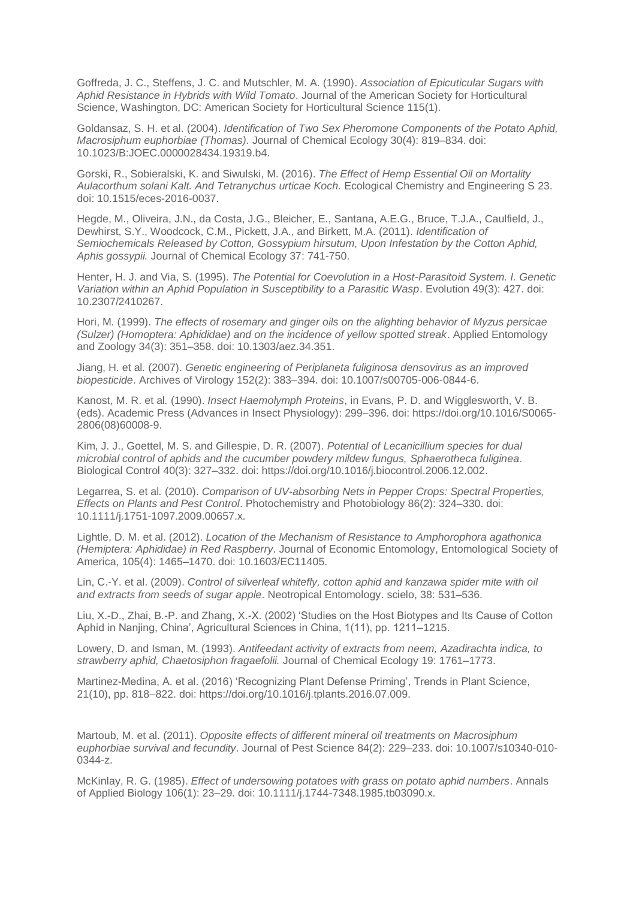Goffreda, J. C., Steffens, J. C. and Mutschler, M. A. (1990). *Association of Epicuticular Sugars with Aphid Resistance in Hybrids with Wild Tomato*. Journal of the American Society for Horticultural Science, Washington, DC: American Society for Horticultural Science 115(1).

Goldansaz, S. H. et al. (2004). *Identification of Two Sex Pheromone Components of the Potato Aphid, Macrosiphum euphorbiae (Thomas).* Journal of Chemical Ecology 30(4): 819–834. doi: 10.1023/B:JOEC.0000028434.19319.b4.

Gorski, R., Sobieralski, K. and Siwulski, M. (2016). *The Effect of Hemp Essential Oil on Mortality Aulacorthum solani Kalt. And Tetranychus urticae Koch.* Ecological Chemistry and Engineering S 23. doi: 10.1515/eces-2016-0037.

Hegde, M., Oliveira, J.N., da Costa, J.G., Bleicher, E., Santana, A.E.G., Bruce, T.J.A., Caulfield, J., Dewhirst, S.Y., Woodcock, C.M., Pickett, J.A., and Birkett, M.A. (2011). *Identification of Semiochemicals Released by Cotton, Gossypium hirsutum, Upon Infestation by the Cotton Aphid, Aphis gossypii.* Journal of Chemical Ecology 37: 741-750.

Henter, H. J. and Via, S. (1995). *The Potential for Coevolution in a Host-Parasitoid System. I. Genetic Variation within an Aphid Population in Susceptibility to a Parasitic Wasp*. Evolution 49(3): 427. doi: 10.2307/2410267.

Hori, M. (1999). *The effects of rosemary and ginger oils on the alighting behavior of Myzus persicae (Sulzer) (Homoptera: Aphididae) and on the incidence of yellow spotted streak*. Applied Entomology and Zoology 34(3): 351–358. doi: 10.1303/aez.34.351.

Jiang, H. et al. (2007). *Genetic engineering of Periplaneta fuliginosa densovirus as an improved biopesticide*. Archives of Virology 152(2): 383–394. doi: 10.1007/s00705-006-0844-6.

Kanost, M. R. et al. (1990). *Insect Haemolymph Proteins*, in Evans, P. D. and Wigglesworth, V. B. (eds). Academic Press (Advances in Insect Physiology): 299–396. doi: https://doi.org/10.1016/S0065-2806(08)60008-9.

Kim, J. J., Goettel, M. S. and Gillespie, D. R. (2007). *Potential of Lecanicillium species for dual microbial control of aphids and the cucumber powdery mildew fungus, Sphaerotheca fuliginea*. Biological Control 40(3): 327–332. doi: https://doi.org/10.1016/j.biocontrol.2006.12.002.

Legarrea, S. et al. (2010). *Comparison of UV-absorbing Nets in Pepper Crops: Spectral Properties, Effects on Plants and Pest Control*. Photochemistry and Photobiology 86(2): 324–330. doi: 10.1111/j.1751-1097.2009.00657.x.

Lightle, D. M. et al. (2012). *Location of the Mechanism of Resistance to Amphorophora agathonica (Hemiptera: Aphididae) in Red Raspberry*. Journal of Economic Entomology, Entomological Society of America, 105(4): 1465–1470. doi: 10.1603/EC11405.

Lin, C.-Y. et al. (2009). *Control of silverleaf whitefly, cotton aphid and kanzawa spider mite with oil and extracts from seeds of sugar apple*. Neotropical Entomology. scielo, 38: 531–536.

Liu, X.-D., Zhai, B.-P. and Zhang, X.-X. (2002) 'Studies on the Host Biotypes and Its Cause of Cotton Aphid in Nanjing, China', Agricultural Sciences in China, 1(11), pp. 1211–1215.

Lowery, D. and Isman, M. (1993). *Antifeedant activity of extracts from neem, Azadirachta indica, to strawberry aphid, Chaetosiphon fragaefolii.* Journal of Chemical Ecology 19: 1761–1773.

Martinez-Medina, A. et al. (2016) 'Recognizing Plant Defense Priming', Trends in Plant Science, 21(10), pp. 818–822. doi: https://doi.org/10.1016/j.tplants.2016.07.009.

Martoub, M. et al. (2011). *Opposite effects of different mineral oil treatments on Macrosiphum euphorbiae survival and fecundity*. Journal of Pest Science 84(2): 229–233. doi: 10.1007/s10340-010-0344-z.

McKinlay, R. G. (1985). *Effect of undersowing potatoes with grass on potato aphid numbers*. Annals of Applied Biology 106(1): 23–29. doi: 10.1111/j.1744-7348.1985.tb03090.x.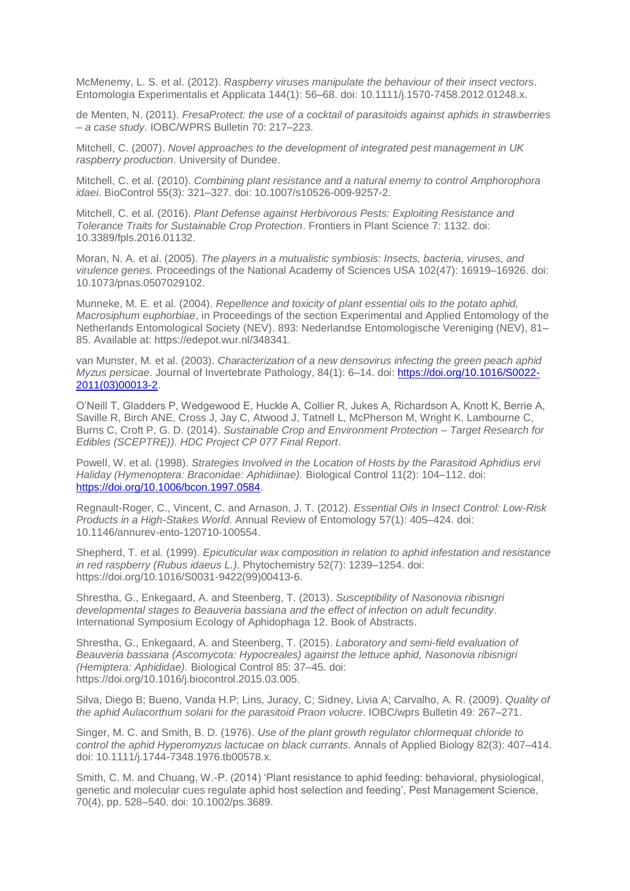McMenemy, L. S. et al. (2012). *Raspberry viruses manipulate the behaviour of their insect vectors*. Entomologia Experimentalis et Applicata 144(1): 56–68. doi: 10.1111/j.1570-7458.2012.01248.x.

de Menten, N. (2011). *FresaProtect: the use of a cocktail of parasitoids against aphids in strawberries – a case study*. IOBC/WPRS Bulletin 70: 217–223.

Mitchell, C. (2007). *Novel approaches to the development of integrated pest management in UK raspberry production*. University of Dundee.

Mitchell, C. et al. (2010). *Combining plant resistance and a natural enemy to control Amphorophora idaei*. BioControl 55(3): 321–327. doi: 10.1007/s10526-009-9257-2.

Mitchell, C. et al. (2016). *Plant Defense against Herbivorous Pests: Exploiting Resistance and Tolerance Traits for Sustainable Crop Protection*. Frontiers in Plant Science 7: 1132. doi: 10.3389/fpls.2016.01132.

Moran, N. A. et al. (2005). *The players in a mutualistic symbiosis: Insects, bacteria, viruses, and virulence genes.* Proceedings of the National Academy of Sciences USA 102(47): 16919–16926. doi: 10.1073/pnas.0507029102.

Munneke, M. E. et al. (2004). *Repellence and toxicity of plant essential oils to the potato aphid, Macrosiphum euphorbiae*, in Proceedings of the section Experimental and Applied Entomology of the Netherlands Entomological Society (NEV). 893: Nederlandse Entomologische Vereniging (NEV), 81–85. Available at: https://edepot.wur.nl/348341.

van Munster, M. et al. (2003). *Characterization of a new densovirus infecting the green peach aphid Myzus persicae*. Journal of Invertebrate Pathology, 84(1): 6–14. doi: https://doi.org/10.1016/S0022-2011(03)00013-2.

O'Neill T, Gladders P, Wedgewood E, Huckle A, Collier R, Jukes A, Richardson A, Knott K, Berrie A, Saville R, Birch ANE, Cross J, Jay C, Atwood J, Tatnell L, McPherson M, Wright K, Lambourne C, Burns C, Croft P, G. D. (2014). *Sustainable Crop and Environment Protection – Target Research for Edibles (SCEPTRE)). HDC Project CP 077 Final Report*.

Powell, W. et al. (1998). *Strategies Involved in the Location of Hosts by the Parasitoid Aphidius ervi Haliday (Hymenoptera: Braconidae: Aphidiinae)*. Biological Control 11(2): 104–112. doi: https://doi.org/10.1006/bcon.1997.0584.

Regnault-Roger, C., Vincent, C. and Arnason, J. T. (2012). *Essential Oils in Insect Control: Low-Risk Products in a High-Stakes World*. Annual Review of Entomology 57(1): 405–424. doi: 10.1146/annurev-ento-120710-100554.

Shepherd, T. et al. (1999). *Epicuticular wax composition in relation to aphid infestation and resistance in red raspberry (Rubus idaeus L.)*. Phytochemistry 52(7): 1239–1254. doi: https://doi.org/10.1016/S0031-9422(99)00413-6.

Shrestha, G., Enkegaard, A. and Steenberg, T. (2013). *Susceptibility of Nasonovia ribisnigri developmental stages to Beauveria bassiana and the effect of infection on adult fecundity*. International Symposium Ecology of Aphidophaga 12. Book of Abstracts.

Shrestha, G., Enkegaard, A. and Steenberg, T. (2015). *Laboratory and semi-field evaluation of Beauveria bassiana (Ascomycota: Hypocreales) against the lettuce aphid, Nasonovia ribisnigri (Hemiptera: Aphididae).* Biological Control 85: 37–45. doi: https://doi.org/10.1016/j.biocontrol.2015.03.005.

Silva, Diego B; Bueno, Vanda H.P; Lins, Juracy, C; Sidney, Livia A; Carvalho, A. R. (2009). *Quality of the aphid Aulacorthum solani for the parasitoid Praon volucre*. IOBC/wprs Bulletin 49: 267–271.

Singer, M. C. and Smith, B. D. (1976). *Use of the plant growth regulator chlormequat chloride to control the aphid Hyperomyzus lactucae on black currants*. Annals of Applied Biology 82(3): 407–414. doi: 10.1111/j.1744-7348.1976.tb00578.x.

Smith, C. M. and Chuang, W.-P. (2014) 'Plant resistance to aphid feeding: behavioral, physiological, genetic and molecular cues regulate aphid host selection and feeding', Pest Management Science, 70(4), pp. 528–540. doi: 10.1002/ps.3689.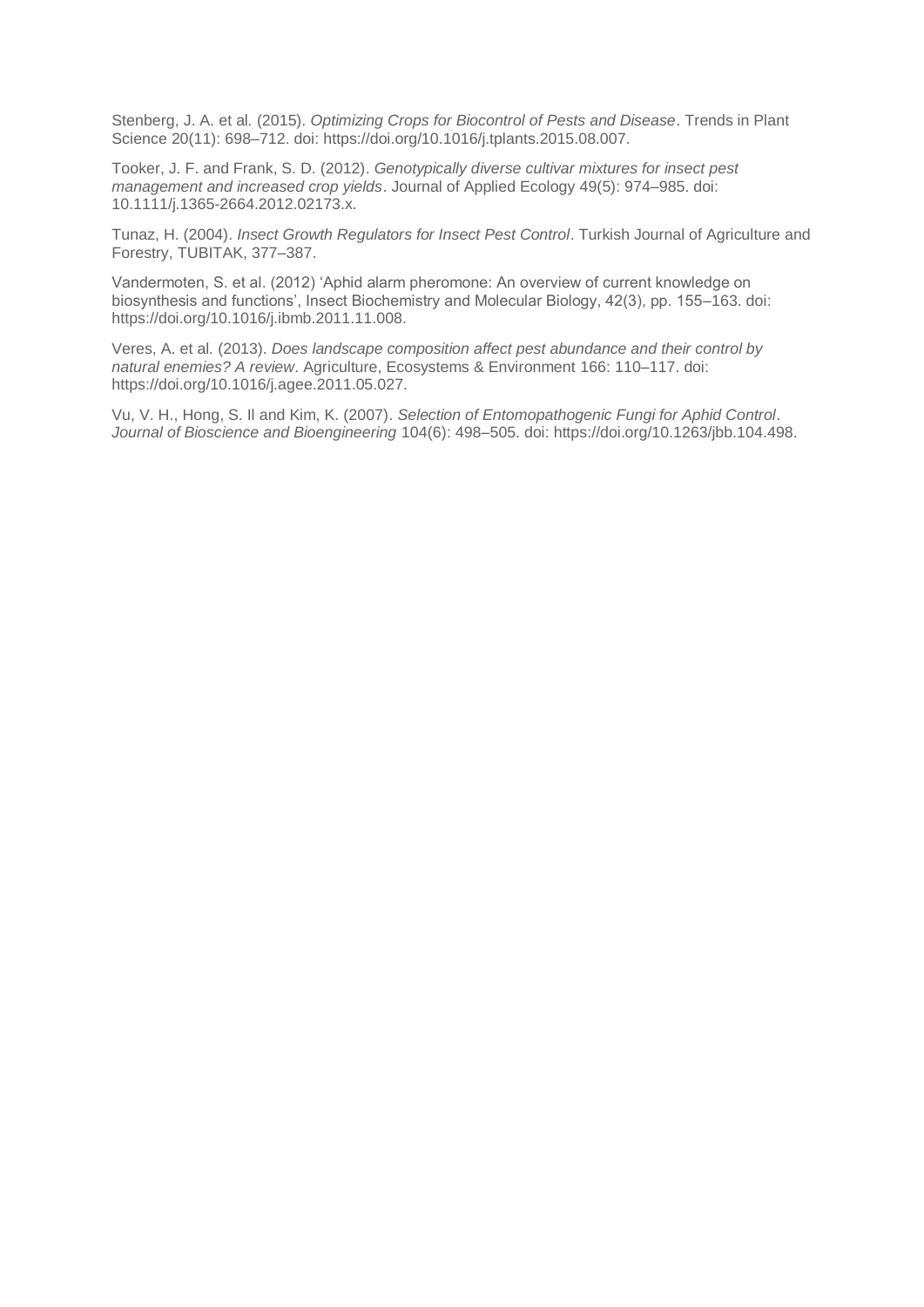Stenberg, J. A. et al. (2015). *Optimizing Crops for Biocontrol of Pests and Disease*. Trends in Plant Science 20(11): 698–712. doi: https://doi.org/10.1016/j.tplants.2015.08.007.

Tooker, J. F. and Frank, S. D. (2012). *Genotypically diverse cultivar mixtures for insect pest management and increased crop yields*. Journal of Applied Ecology 49(5): 974–985. doi: 10.1111/j.1365-2664.2012.02173.x.

Tunaz, H. (2004). *Insect Growth Regulators for Insect Pest Control*. Turkish Journal of Agriculture and Forestry, TUBITAK, 377–387.

Vandermoten, S. et al. (2012) 'Aphid alarm pheromone: An overview of current knowledge on biosynthesis and functions', Insect Biochemistry and Molecular Biology, 42(3), pp. 155–163. doi: https://doi.org/10.1016/j.ibmb.2011.11.008.

Veres, A. et al. (2013). *Does landscape composition affect pest abundance and their control by natural enemies? A review*. Agriculture, Ecosystems & Environment 166: 110–117. doi: https://doi.org/10.1016/j.agee.2011.05.027.

Vu, V. H., Hong, S. Il and Kim, K. (2007). *Selection of Entomopathogenic Fungi for Aphid Control*. *Journal of Bioscience and Bioengineering* 104(6): 498–505. doi: https://doi.org/10.1263/jbb.104.498.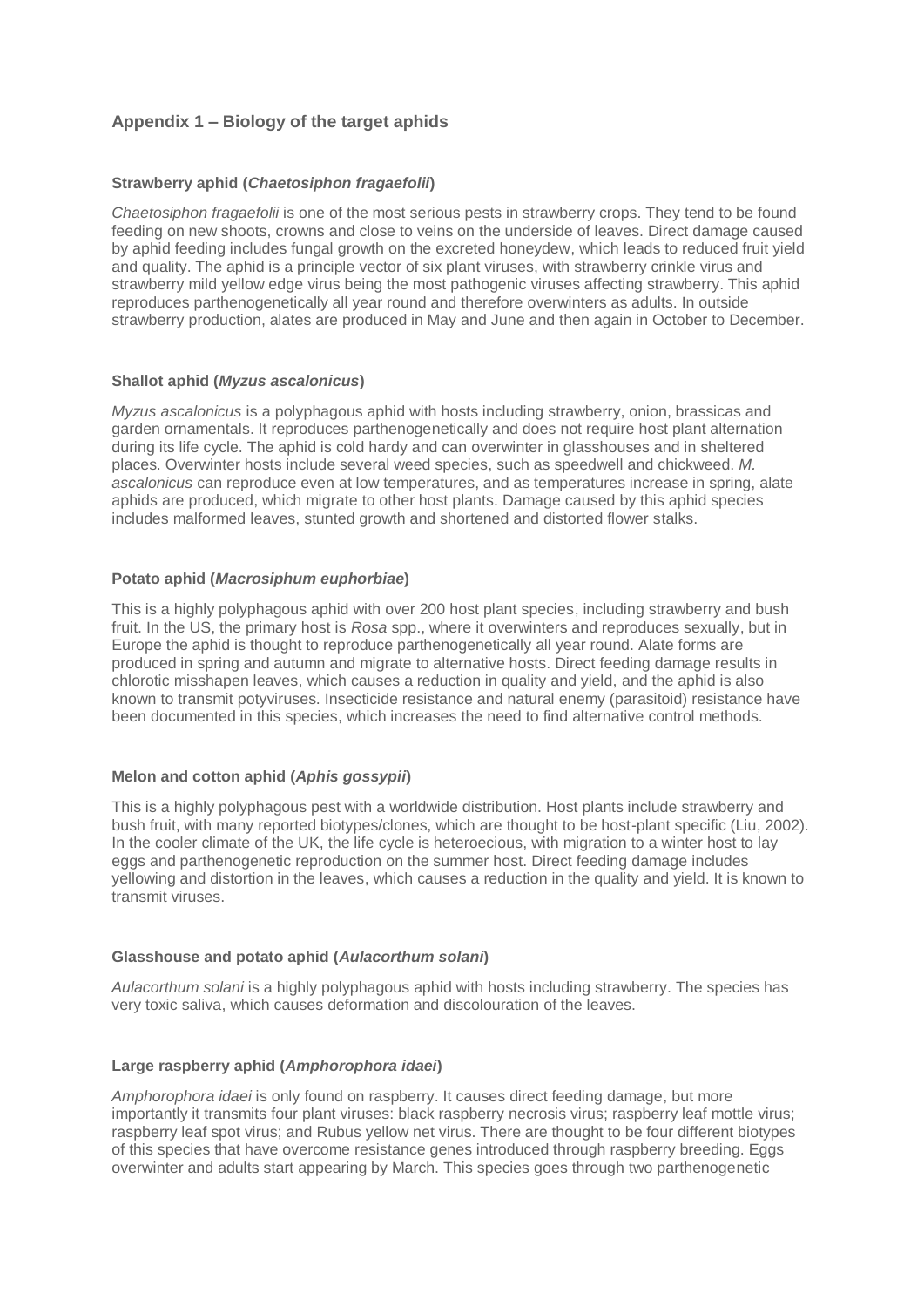## Appendix 1 – Biology of the target aphids

### Strawberry aphid (*Chaetosiphon fragaefolii*)

*Chaetosiphon fragaefolii* is one of the most serious pests in strawberry crops. They tend to be found feeding on new shoots, crowns and close to veins on the underside of leaves. Direct damage caused by aphid feeding includes fungal growth on the excreted honeydew, which leads to reduced fruit yield and quality. The aphid is a principle vector of six plant viruses, with strawberry crinkle virus and strawberry mild yellow edge virus being the most pathogenic viruses affecting strawberry. This aphid reproduces parthenogenetically all year round and therefore overwinters as adults. In outside strawberry production, alates are produced in May and June and then again in October to December.

### Shallot aphid (*Myzus ascalonicus*)

*Myzus ascalonicus* is a polyphagous aphid with hosts including strawberry, onion, brassicas and garden ornamentals. It reproduces parthenogenetically and does not require host plant alternation during its life cycle. The aphid is cold hardy and can overwinter in glasshouses and in sheltered places. Overwinter hosts include several weed species, such as speedwell and chickweed. *M. ascalonicus* can reproduce even at low temperatures, and as temperatures increase in spring, alate aphids are produced, which migrate to other host plants. Damage caused by this aphid species includes malformed leaves, stunted growth and shortened and distorted flower stalks.

### Potato aphid (*Macrosiphum euphorbiae*)

This is a highly polyphagous aphid with over 200 host plant species, including strawberry and bush fruit. In the US, the primary host is *Rosa* spp., where it overwinters and reproduces sexually, but in Europe the aphid is thought to reproduce parthenogenetically all year round. Alate forms are produced in spring and autumn and migrate to alternative hosts. Direct feeding damage results in chlorotic misshapen leaves, which causes a reduction in quality and yield, and the aphid is also known to transmit potyviruses. Insecticide resistance and natural enemy (parasitoid) resistance have been documented in this species, which increases the need to find alternative control methods.

### Melon and cotton aphid (*Aphis gossypii*)

This is a highly polyphagous pest with a worldwide distribution. Host plants include strawberry and bush fruit, with many reported biotypes/clones, which are thought to be host-plant specific (Liu, 2002). In the cooler climate of the UK, the life cycle is heteroecious, with migration to a winter host to lay eggs and parthenogenetic reproduction on the summer host. Direct feeding damage includes yellowing and distortion in the leaves, which causes a reduction in the quality and yield. It is known to transmit viruses.

### Glasshouse and potato aphid (*Aulacorthum solani*)

*Aulacorthum solani* is a highly polyphagous aphid with hosts including strawberry. The species has very toxic saliva, which causes deformation and discolouration of the leaves.

### Large raspberry aphid (*Amphorophora idaei*)

*Amphorophora idaei* is only found on raspberry. It causes direct feeding damage, but more importantly it transmits four plant viruses: black raspberry necrosis virus; raspberry leaf mottle virus; raspberry leaf spot virus; and Rubus yellow net virus. There are thought to be four different biotypes of this species that have overcome resistance genes introduced through raspberry breeding. Eggs overwinter and adults start appearing by March. This species goes through two parthenogenetic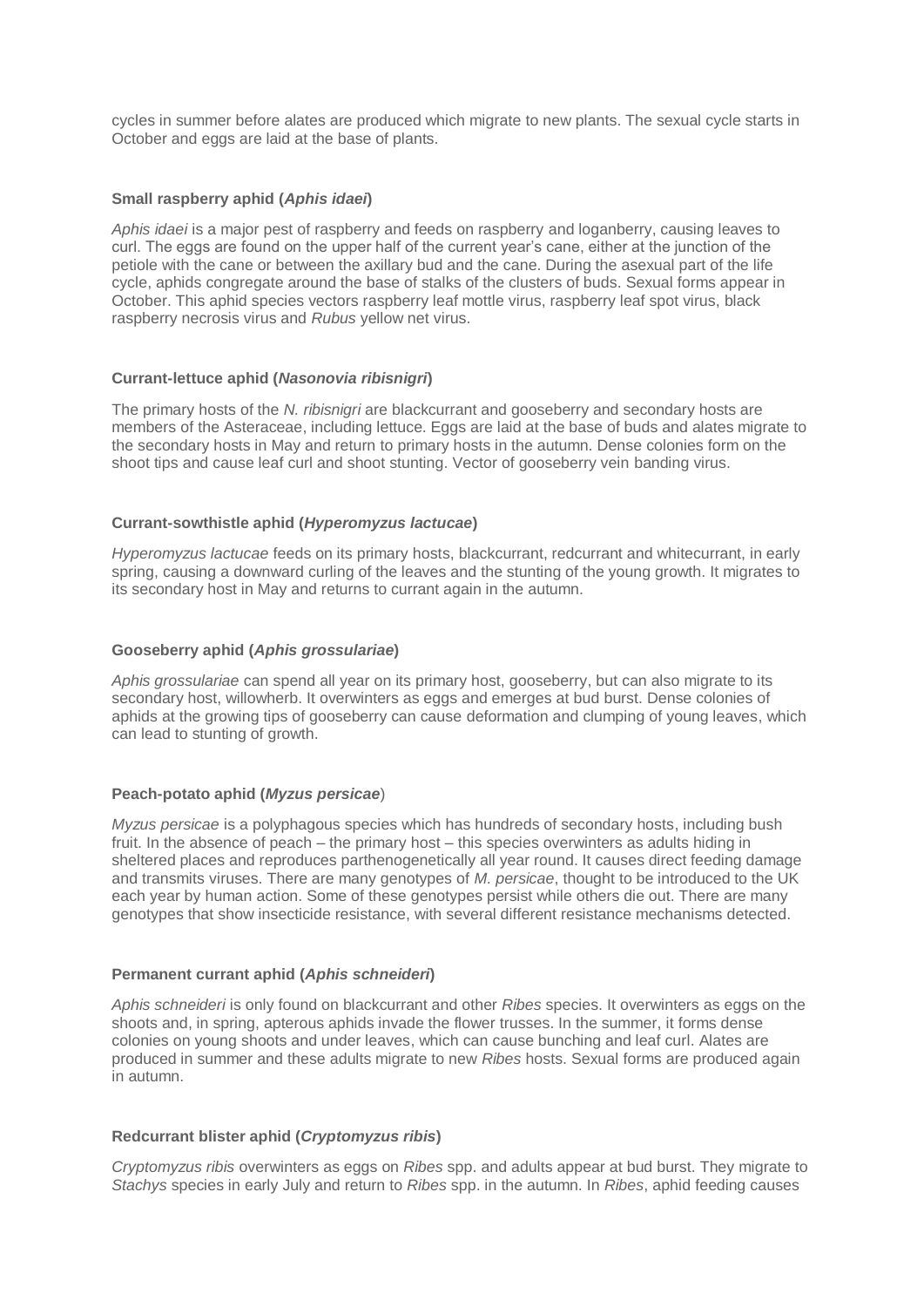cycles in summer before alates are produced which migrate to new plants. The sexual cycle starts in October and eggs are laid at the base of plants.

#### Small raspberry aphid (*Aphis idaei*)

*Aphis idaei* is a major pest of raspberry and feeds on raspberry and loganberry, causing leaves to curl. The eggs are found on the upper half of the current year's cane, either at the junction of the petiole with the cane or between the axillary bud and the cane. During the asexual part of the life cycle, aphids congregate around the base of stalks of the clusters of buds. Sexual forms appear in October. This aphid species vectors raspberry leaf mottle virus, raspberry leaf spot virus, black raspberry necrosis virus and *Rubus* yellow net virus.

#### Currant-lettuce aphid (*Nasonovia ribisnigri*)

The primary hosts of the *N. ribisnigri* are blackcurrant and gooseberry and secondary hosts are members of the Asteraceae, including lettuce. Eggs are laid at the base of buds and alates migrate to the secondary hosts in May and return to primary hosts in the autumn. Dense colonies form on the shoot tips and cause leaf curl and shoot stunting. Vector of gooseberry vein banding virus.

#### Currant-sowthistle aphid (*Hyperomyzus lactucae*)

*Hyperomyzus lactucae* feeds on its primary hosts, blackcurrant, redcurrant and whitecurrant, in early spring, causing a downward curling of the leaves and the stunting of the young growth. It migrates to its secondary host in May and returns to currant again in the autumn.

#### Gooseberry aphid (*Aphis grossulariae*)

*Aphis grossulariae* can spend all year on its primary host, gooseberry, but can also migrate to its secondary host, willowherb. It overwinters as eggs and emerges at bud burst. Dense colonies of aphids at the growing tips of gooseberry can cause deformation and clumping of young leaves, which can lead to stunting of growth.

#### Peach-potato aphid (*Myzus persicae*)

*Myzus persicae* is a polyphagous species which has hundreds of secondary hosts, including bush fruit. In the absence of peach – the primary host – this species overwinters as adults hiding in sheltered places and reproduces parthenogenetically all year round. It causes direct feeding damage and transmits viruses. There are many genotypes of *M. persicae*, thought to be introduced to the UK each year by human action. Some of these genotypes persist while others die out. There are many genotypes that show insecticide resistance, with several different resistance mechanisms detected.

#### Permanent currant aphid (*Aphis schneideri*)

*Aphis schneideri* is only found on blackcurrant and other *Ribes* species. It overwinters as eggs on the shoots and, in spring, apterous aphids invade the flower trusses. In the summer, it forms dense colonies on young shoots and under leaves, which can cause bunching and leaf curl. Alates are produced in summer and these adults migrate to new *Ribes* hosts. Sexual forms are produced again in autumn.

#### Redcurrant blister aphid (*Cryptomyzus ribis*)

*Cryptomyzus ribis* overwinters as eggs on *Ribes* spp. and adults appear at bud burst. They migrate to *Stachys* species in early July and return to *Ribes* spp. in the autumn. In *Ribes*, aphid feeding causes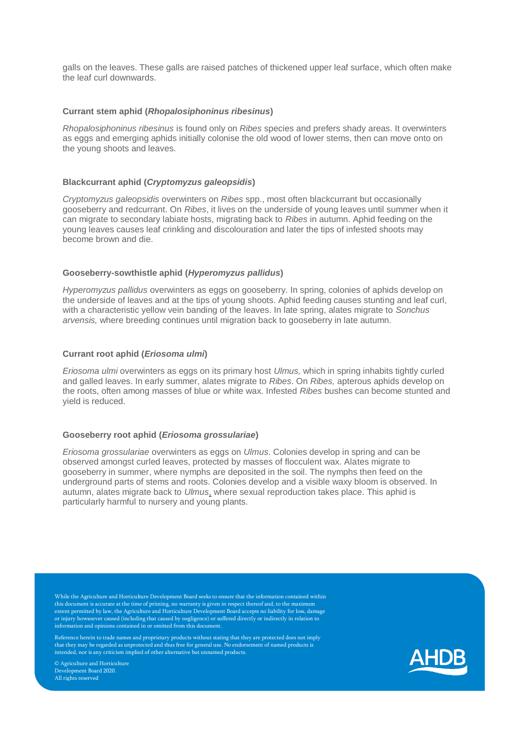galls on the leaves. These galls are raised patches of thickened upper leaf surface, which often make the leaf curl downwards.

### Currant stem aphid (*Rhopalosiphoninus ribesinus*)

*Rhopalosiphoninus ribesinus* is found only on *Ribes* species and prefers shady areas. It overwinters as eggs and emerging aphids initially colonise the old wood of lower stems, then can move onto on the young shoots and leaves.

### Blackcurrant aphid (*Cryptomyzus galeopsidis*)

*Cryptomyzus galeopsidis* overwinters on *Ribes* spp., most often blackcurrant but occasionally gooseberry and redcurrant. On *Ribes*, it lives on the underside of young leaves until summer when it can migrate to secondary labiate hosts, migrating back to *Ribes* in autumn. Aphid feeding on the young leaves causes leaf crinkling and discolouration and later the tips of infested shoots may become brown and die.

### Gooseberry-sowthistle aphid (*Hyperomyzus pallidus*)

*Hyperomyzus pallidus* overwinters as eggs on gooseberry. In spring, colonies of aphids develop on the underside of leaves and at the tips of young shoots. Aphid feeding causes stunting and leaf curl, with a characteristic yellow vein banding of the leaves. In late spring, alates migrate to *Sonchus arvensis,* where breeding continues until migration back to gooseberry in late autumn.

### Currant root aphid (*Eriosoma ulmi*)

*Eriosoma ulmi* overwinters as eggs on its primary host *Ulmus,* which in spring inhabits tightly curled and galled leaves. In early summer, alates migrate to *Ribes*. On *Ribes,* apterous aphids develop on the roots, often among masses of blue or white wax. Infested *Ribes* bushes can become stunted and yield is reduced.

### Gooseberry root aphid (*Eriosoma grossulariae*)

*Eriosoma grossulariae* overwinters as eggs on *Ulmus*. Colonies develop in spring and can be observed amongst curled leaves, protected by masses of flocculent wax. Alates migrate to gooseberry in summer, where nymphs are deposited in the soil. The nymphs then feed on the underground parts of stems and roots. Colonies develop and a visible waxy bloom is observed. In autumn, alates migrate back to *Ulmus*, where sexual reproduction takes place. This aphid is particularly harmful to nursery and young plants.

While the Agriculture and Horticulture Development Board seeks to ensure that the information contained within this document is accurate at the time of printing, no warranty is given in respect thereof and, to the maximum extent permitted by law, the Agriculture and Horticulture Development Board accepts no liability for loss, damage or injury howsoever caused (including that caused by negligence) or suffered directly or indirectly in relation to information and opinions contained in or omitted from this document.

Reference herein to trade names and proprietary products without stating that they are protected does not imply that they may be regarded as unprotected and thus free for general use. No endorsement of named products is intended, nor is any criticism implied of other alternative but unnamed products.

© Agriculture and Horticulture Development Board 2020. All rights reserved

AHDB